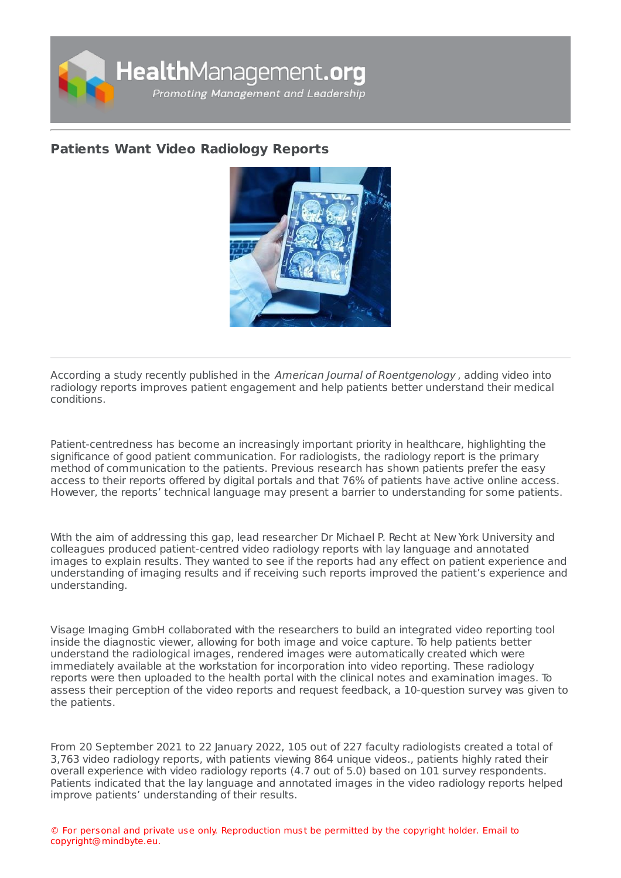## Patients Want Video Radiology Reports

According a study recently published in the *American Journal of Roentgenology* , adding video into radiology reports improves patient engagement and help patients better understand their medical conditions.

Patient-centredness has become an increasingly important priority in healthcare, highlighting the significance of good patient communication. For radiologists, the radiology report is the primary method of communication to the patients. Previous research has shown patients prefer the easy access to their reports offered by digital portals and that 76% of patients have active online access. However, the reports' technical language may present a barrier to understanding for some patients.

With the aim of addressing this gap, lead researcher Dr Michael P. Recht at New York University and colleagues produced patient-centred video radiology reports with lay language and annotated images to explain results. They wanted to see if the reports had any effect on patient experience and understanding of imaging results and if receiving such reports improved the patient's experience and understanding.

Visage Imaging GmbH collaborated with the researchers to build an integrated video reporting tool inside the diagnostic viewer, allowing for both image and voice capture. To help patients better understand the radiological images, rendered images were automatically created which were immediately available at the workstation for incorporation into video reporting. These radiology reports were then uploaded to the health portal with the clinical notes and examination images. To assess their perception of the video reports and request feedback, a 10-question survey was given to the patients.

From 20 September 2021 to 22 January 2022, 105 out of 227 faculty radiologists created a total of 3,763 video radiology reports, with patients viewing 864 unique videos., patients highly rated their overall experience with video radiology reports (4.7 out of 5.0) based on 101 survey respondents. Patients indicated that the lay language and annotated images in the video radiology reports helped improve patients' understanding of their results.

© For personal and private use only. Reproduction must be permitted by the copyright holder. Email to copyright@mindbyte.eu.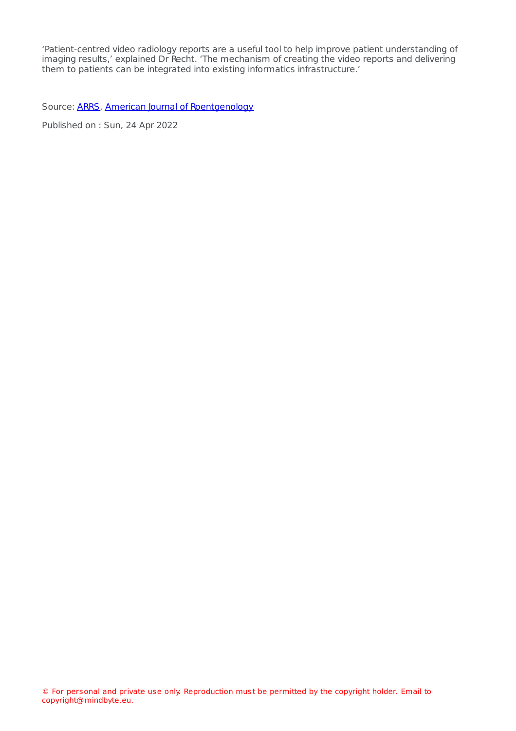'Patient-centred video radiology reports are a useful tool to help improve patient understanding of imaging results,' explained Dr Recht. 'The mechanism of creating the video reports and delivering them to patients can be integrated into existing informatics infrastructure.'

Source: ARRS, American Journal of Roentgenology

Published on : Sun, 24 Apr 2022

© For personal and private use only. Reproduction must be permitted by the copyright holder. Email to copyright@mindbyte.eu.